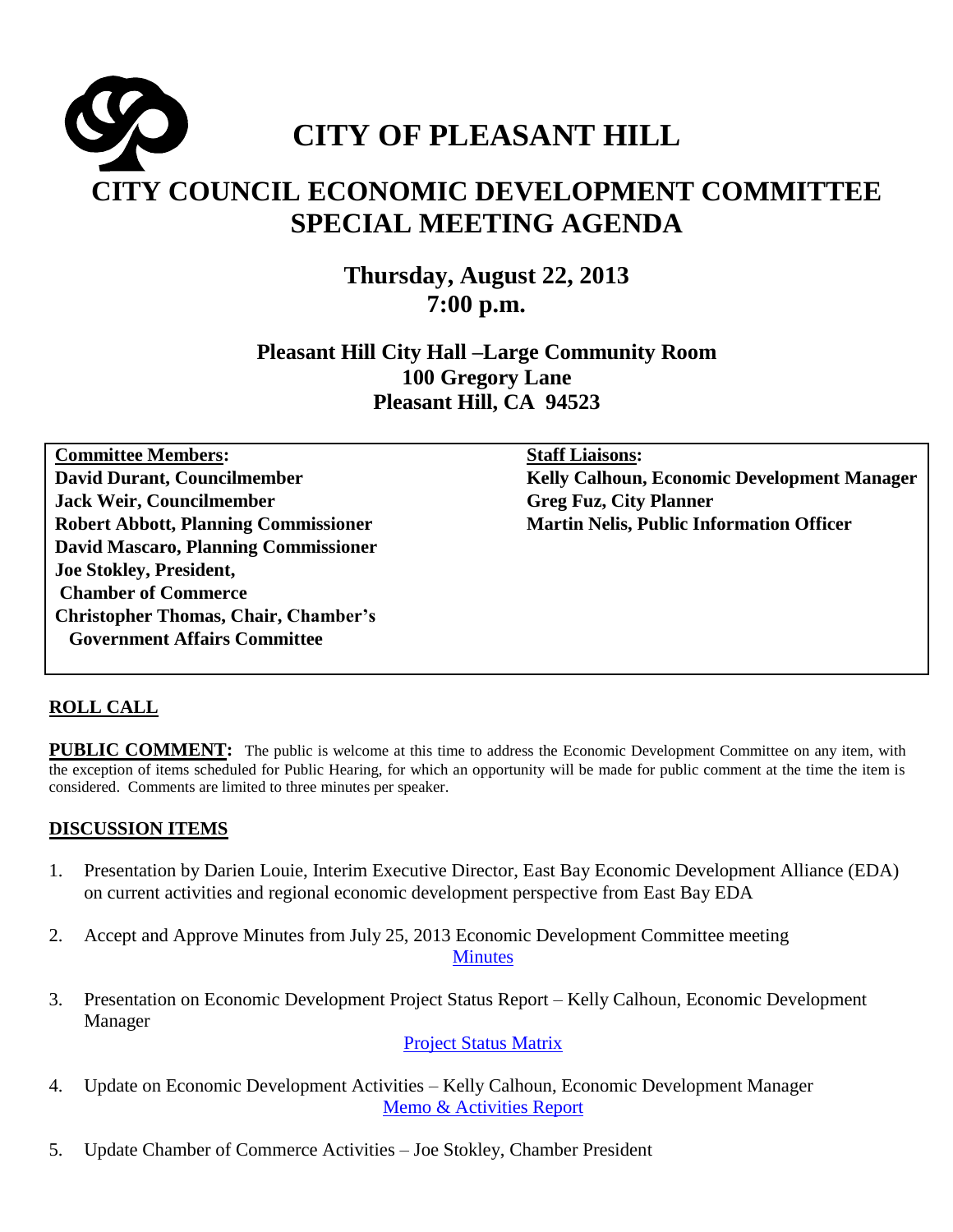# CITY OF PLEASANT HILL

## CITY COUNCIL ECONOMIC DEVELOPMENT COMMITTEE SPECIAL MEETING AGENDA

**Thursday, August 22, 2013**
**7:00 p.m.**

**Pleasant Hill City Hall –Large Community Room**
**100 Gregory Lane**
**Pleasant Hill, CA 94523**

| **Committee Members:** | **Staff Liaisons:** |
|---|---|
| **David Durant, Councilmember** | **Kelly Calhoun, Economic Development Manager** |
| **Jack Weir, Councilmember** | **Greg Fuz, City Planner** |
| **Robert Abbott, Planning Commissioner** | **Martin Nelis, Public Information Officer** |
| **David Mascaro, Planning Commissioner** | |
| **Joe Stokley, President, Chamber of Commerce** | |
| **Christopher Thomas, Chair, Chamber's Government Affairs Committee** | |

**ROLL CALL**

**PUBLIC COMMENT:** The public is welcome at this time to address the Economic Development Committee on any item, with the exception of items scheduled for Public Hearing, for which an opportunity will be made for public comment at the time the item is considered. Comments are limited to three minutes per speaker.

**DISCUSSION ITEMS**

1. Presentation by Darien Louie, Interim Executive Director, East Bay Economic Development Alliance (EDA) on current activities and regional economic development perspective from East Bay EDA

2. Accept and Approve Minutes from July 25, 2013 Economic Development Committee meeting
   Minutes

3. Presentation on Economic Development Project Status Report – Kelly Calhoun, Economic Development Manager
   Project Status Matrix

4. Update on Economic Development Activities – Kelly Calhoun, Economic Development Manager
   Memo & Activities Report

5. Update Chamber of Commerce Activities – Joe Stokley, Chamber President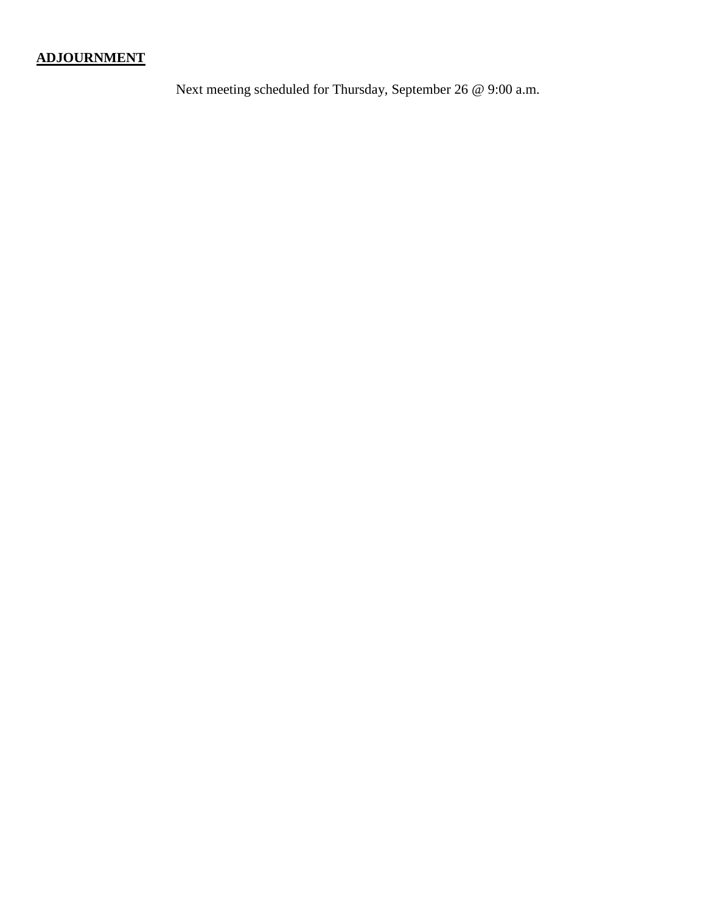**ADJOURNMENT**

Next meeting scheduled for Thursday, September 26 @ 9:00 a.m.